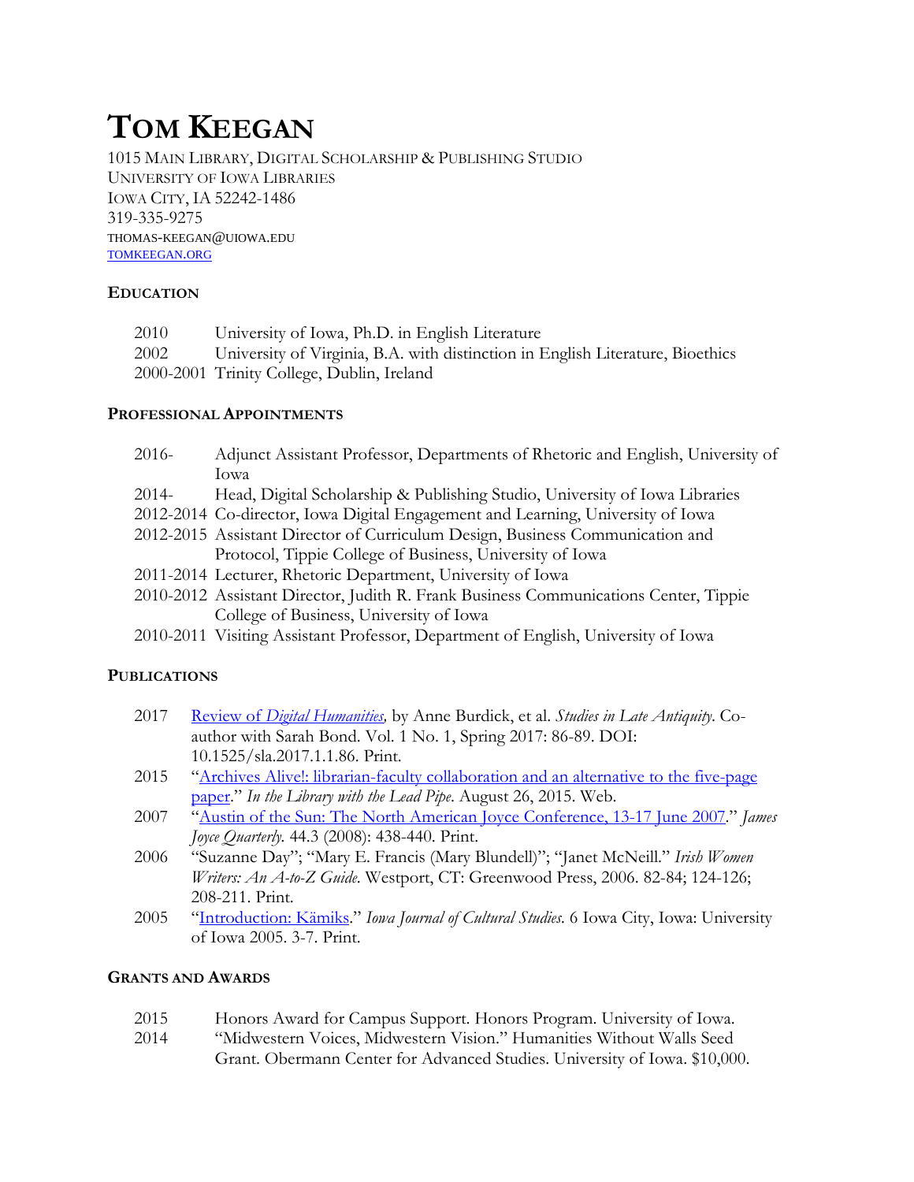# Tom Keegan

1015 Main Library, Digital Scholarship & Publishing Studio
University of Iowa Libraries
Iowa City, IA 52242-1486
319-335-9275
thomas-keegan@uiowa.edu
[tomkeegan.org](tomkeegan.org)

## Education

| | |
|---|---|
| 2010 | University of Iowa, Ph.D. in English Literature |
| 2002 | University of Virginia, B.A. with distinction in English Literature, Bioethics |
| 2000-2001 | Trinity College, Dublin, Ireland |

## Professional Appointments

| | |
|---|---|
| 2016- | Adjunct Assistant Professor, Departments of Rhetoric and English, University of Iowa |
| 2014- | Head, Digital Scholarship & Publishing Studio, University of Iowa Libraries |
| 2012-2014 | Co-director, Iowa Digital Engagement and Learning, University of Iowa |
| 2012-2015 | Assistant Director of Curriculum Design, Business Communication and Protocol, Tippie College of Business, University of Iowa |
| 2011-2014 | Lecturer, Rhetoric Department, University of Iowa |
| 2010-2012 | Assistant Director, Judith R. Frank Business Communications Center, Tippie College of Business, University of Iowa |
| 2010-2011 | Visiting Assistant Professor, Department of English, University of Iowa |

## Publications

| | |
|---|---|
| 2017 | Review of *Digital Humanities,* by Anne Burdick, et al. *Studies in Late Antiquity*. Co-author with Sarah Bond. Vol. 1 No. 1, Spring 2017: 86-89. DOI: 10.1525/sla.2017.1.1.86. Print. |
| 2015 | "Archives Alive!: librarian-faculty collaboration and an alternative to the five-page paper." *In the Library with the Lead Pipe*. August 26, 2015. Web. |
| 2007 | "Austin of the Sun: The North American Joyce Conference, 13-17 June 2007." *James Joyce Quarterly*. 44.3 (2008): 438-440. Print. |
| 2006 | "Suzanne Day"; "Mary E. Francis (Mary Blundell)"; "Janet McNeill." *Irish Women Writers: An A-to-Z Guide*. Westport, CT: Greenwood Press, 2006. 82-84; 124-126; 208-211. Print. |
| 2005 | "Introduction: Kämiks." *Iowa Journal of Cultural Studies*. 6 Iowa City, Iowa: University of Iowa 2005. 3-7. Print. |

## Grants and Awards

| | |
|---|---|
| 2015 | Honors Award for Campus Support. Honors Program. University of Iowa. |
| 2014 | "Midwestern Voices, Midwestern Vision." Humanities Without Walls Seed Grant. Obermann Center for Advanced Studies. University of Iowa. $10,000. |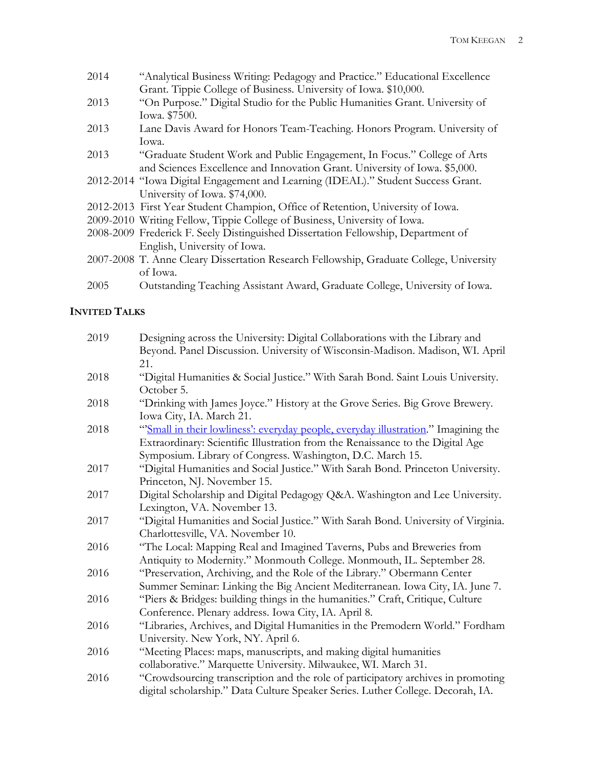2014 "Analytical Business Writing: Pedagogy and Practice." Educational Excellence Grant. Tippie College of Business. University of Iowa. $10,000.

2013 "On Purpose." Digital Studio for the Public Humanities Grant. University of Iowa. $7500.

2013 Lane Davis Award for Honors Team-Teaching. Honors Program. University of Iowa.

2013 "Graduate Student Work and Public Engagement, In Focus." College of Arts and Sciences Excellence and Innovation Grant. University of Iowa. $5,000.

2012-2014 "Iowa Digital Engagement and Learning (IDEAL)." Student Success Grant. University of Iowa. $74,000.

2012-2013 First Year Student Champion, Office of Retention, University of Iowa.

2009-2010 Writing Fellow, Tippie College of Business, University of Iowa.

2008-2009 Frederick F. Seely Distinguished Dissertation Fellowship, Department of English, University of Iowa.

2007-2008 T. Anne Cleary Dissertation Research Fellowship, Graduate College, University of Iowa.

2005 Outstanding Teaching Assistant Award, Graduate College, University of Iowa.

## Invited Talks

2019 Designing across the University: Digital Collaborations with the Library and Beyond. Panel Discussion. University of Wisconsin-Madison. Madison, WI. April 21.

2018 "Digital Humanities & Social Justice." With Sarah Bond. Saint Louis University. October 5.

2018 "Drinking with James Joyce." History at the Grove Series. Big Grove Brewery. Iowa City, IA. March 21.

2018 "'Small in their lowliness': everyday people, everyday illustration." Imagining the Extraordinary: Scientific Illustration from the Renaissance to the Digital Age Symposium. Library of Congress. Washington, D.C. March 15.

2017 "Digital Humanities and Social Justice." With Sarah Bond. Princeton University. Princeton, NJ. November 15.

2017 Digital Scholarship and Digital Pedagogy Q&A. Washington and Lee University. Lexington, VA. November 13.

2017 "Digital Humanities and Social Justice." With Sarah Bond. University of Virginia. Charlottesville, VA. November 10.

2016 "The Local: Mapping Real and Imagined Taverns, Pubs and Breweries from Antiquity to Modernity." Monmouth College. Monmouth, IL. September 28.

2016 "Preservation, Archiving, and the Role of the Library." Obermann Center Summer Seminar: Linking the Big Ancient Mediterranean. Iowa City, IA. June 7.

2016 "Piers & Bridges: building things in the humanities." Craft, Critique, Culture Conference. Plenary address. Iowa City, IA. April 8.

2016 "Libraries, Archives, and Digital Humanities in the Premodern World." Fordham University. New York, NY. April 6.

2016 "Meeting Places: maps, manuscripts, and making digital humanities collaborative." Marquette University. Milwaukee, WI. March 31.

2016 "Crowdsourcing transcription and the role of participatory archives in promoting digital scholarship." Data Culture Speaker Series. Luther College. Decorah, IA.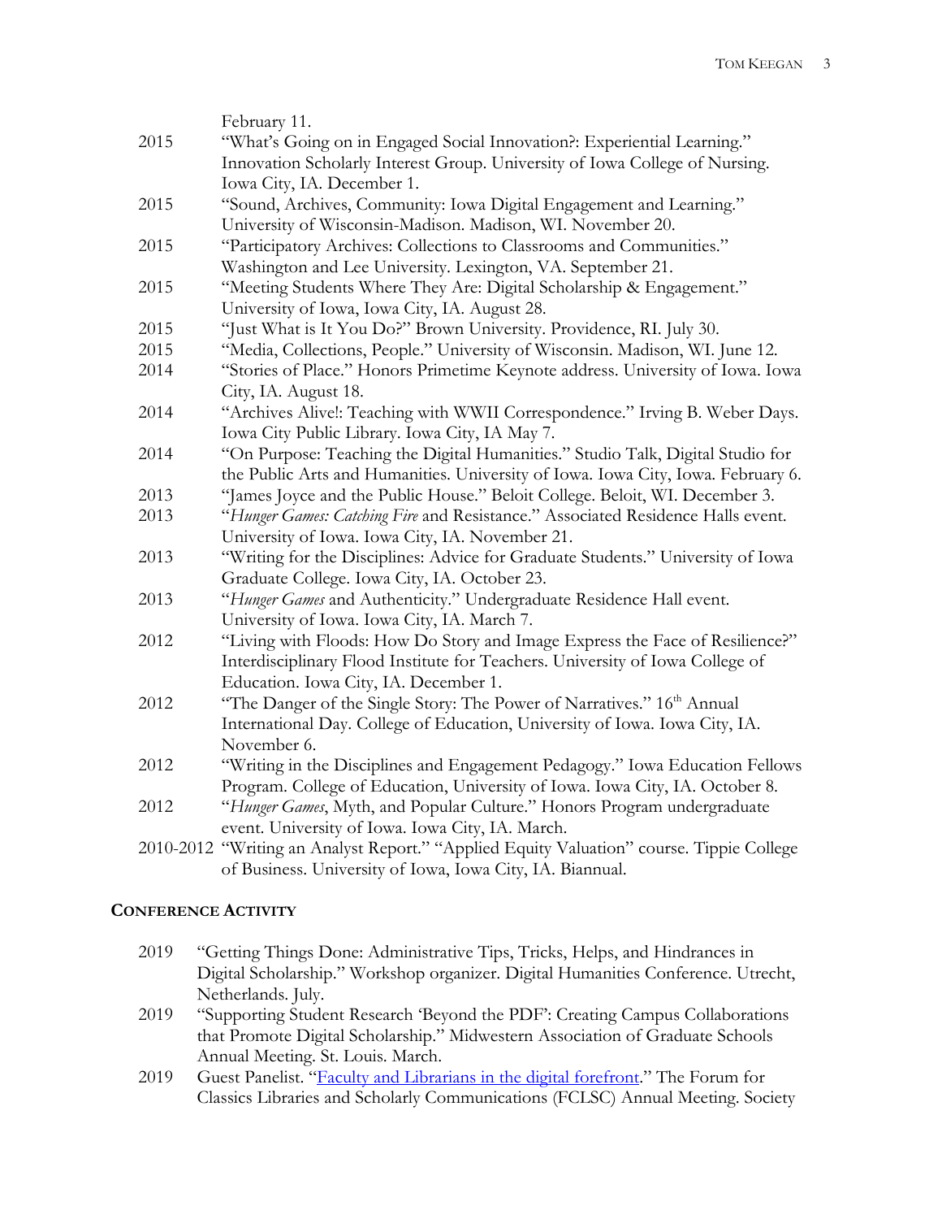February 11.

2015 "What's Going on in Engaged Social Innovation?: Experiential Learning." Innovation Scholarly Interest Group. University of Iowa College of Nursing. Iowa City, IA. December 1.

2015 "Sound, Archives, Community: Iowa Digital Engagement and Learning." University of Wisconsin-Madison. Madison, WI. November 20.

2015 "Participatory Archives: Collections to Classrooms and Communities." Washington and Lee University. Lexington, VA. September 21.

2015 "Meeting Students Where They Are: Digital Scholarship & Engagement." University of Iowa, Iowa City, IA. August 28.

2015 "Just What is It You Do?" Brown University. Providence, RI. July 30.

2015 "Media, Collections, People." University of Wisconsin. Madison, WI. June 12.

2014 "Stories of Place." Honors Primetime Keynote address. University of Iowa. Iowa City, IA. August 18.

2014 "Archives Alive!: Teaching with WWII Correspondence." Irving B. Weber Days. Iowa City Public Library. Iowa City, IA May 7.

2014 "On Purpose: Teaching the Digital Humanities." Studio Talk, Digital Studio for the Public Arts and Humanities. University of Iowa. Iowa City, Iowa. February 6.

2013 "James Joyce and the Public House." Beloit College. Beloit, WI. December 3.

2013 "*Hunger Games: Catching Fire* and Resistance." Associated Residence Halls event. University of Iowa. Iowa City, IA. November 21.

2013 "Writing for the Disciplines: Advice for Graduate Students." University of Iowa Graduate College. Iowa City, IA. October 23.

2013 "*Hunger Games* and Authenticity." Undergraduate Residence Hall event. University of Iowa. Iowa City, IA. March 7.

2012 "Living with Floods: How Do Story and Image Express the Face of Resilience?" Interdisciplinary Flood Institute for Teachers. University of Iowa College of Education. Iowa City, IA. December 1.

2012 "The Danger of the Single Story: The Power of Narratives." 16th Annual International Day. College of Education, University of Iowa. Iowa City, IA. November 6.

2012 "Writing in the Disciplines and Engagement Pedagogy." Iowa Education Fellows Program. College of Education, University of Iowa. Iowa City, IA. October 8.

2012 "*Hunger Games*, Myth, and Popular Culture." Honors Program undergraduate event. University of Iowa. Iowa City, IA. March.

2010-2012 "Writing an Analyst Report." "Applied Equity Valuation" course. Tippie College of Business. University of Iowa, Iowa City, IA. Biannual.

## Conference Activity

2019 "Getting Things Done: Administrative Tips, Tricks, Helps, and Hindrances in Digital Scholarship." Workshop organizer. Digital Humanities Conference. Utrecht, Netherlands. July.

2019 "Supporting Student Research 'Beyond the PDF': Creating Campus Collaborations that Promote Digital Scholarship." Midwestern Association of Graduate Schools Annual Meeting. St. Louis. March.

2019 Guest Panelist. "Faculty and Librarians in the digital forefront." The Forum for Classics Libraries and Scholarly Communications (FCLSC) Annual Meeting. Society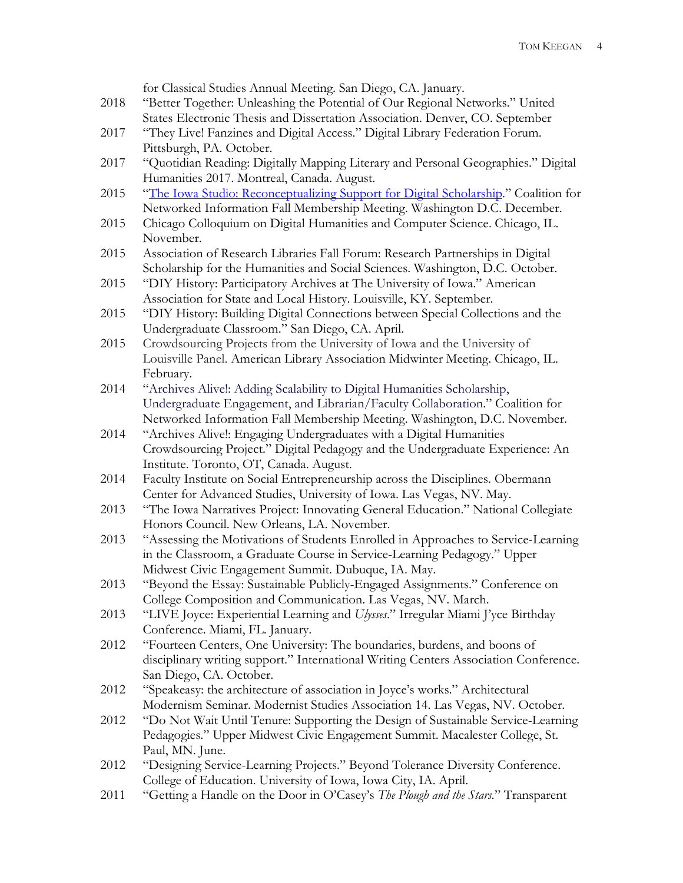for Classical Studies Annual Meeting. San Diego, CA. January.

2018 "Better Together: Unleashing the Potential of Our Regional Networks." United States Electronic Thesis and Dissertation Association. Denver, CO. September

2017 "They Live! Fanzines and Digital Access." Digital Library Federation Forum. Pittsburgh, PA. October.

2017 "Quotidian Reading: Digitally Mapping Literary and Personal Geographies." Digital Humanities 2017. Montreal, Canada. August.

2015 "The Iowa Studio: Reconceptualizing Support for Digital Scholarship." Coalition for Networked Information Fall Membership Meeting. Washington D.C. December.

2015 Chicago Colloquium on Digital Humanities and Computer Science. Chicago, IL. November.

2015 Association of Research Libraries Fall Forum: Research Partnerships in Digital Scholarship for the Humanities and Social Sciences. Washington, D.C. October.

2015 "DIY History: Participatory Archives at The University of Iowa." American Association for State and Local History. Louisville, KY. September.

2015 "DIY History: Building Digital Connections between Special Collections and the Undergraduate Classroom." San Diego, CA. April.

2015 Crowdsourcing Projects from the University of Iowa and the University of Louisville Panel. American Library Association Midwinter Meeting. Chicago, IL. February.

2014 "Archives Alive!: Adding Scalability to Digital Humanities Scholarship, Undergraduate Engagement, and Librarian/Faculty Collaboration." Coalition for Networked Information Fall Membership Meeting. Washington, D.C. November.

2014 "Archives Alive!: Engaging Undergraduates with a Digital Humanities Crowdsourcing Project." Digital Pedagogy and the Undergraduate Experience: An Institute. Toronto, OT, Canada. August.

2014 Faculty Institute on Social Entrepreneurship across the Disciplines. Obermann Center for Advanced Studies, University of Iowa. Las Vegas, NV. May.

2013 "The Iowa Narratives Project: Innovating General Education." National Collegiate Honors Council. New Orleans, LA. November.

2013 "Assessing the Motivations of Students Enrolled in Approaches to Service-Learning in the Classroom, a Graduate Course in Service-Learning Pedagogy." Upper Midwest Civic Engagement Summit. Dubuque, IA. May.

2013 "Beyond the Essay: Sustainable Publicly-Engaged Assignments." Conference on College Composition and Communication. Las Vegas, NV. March.

2013 "LIVE Joyce: Experiential Learning and *Ulysses*." Irregular Miami J'yce Birthday Conference. Miami, FL. January.

2012 "Fourteen Centers, One University: The boundaries, burdens, and boons of disciplinary writing support." International Writing Centers Association Conference. San Diego, CA. October.

2012 "Speakeasy: the architecture of association in Joyce's works." Architectural Modernism Seminar. Modernist Studies Association 14. Las Vegas, NV. October.

2012 "Do Not Wait Until Tenure: Supporting the Design of Sustainable Service-Learning Pedagogies." Upper Midwest Civic Engagement Summit. Macalester College, St. Paul, MN. June.

2012 "Designing Service-Learning Projects." Beyond Tolerance Diversity Conference. College of Education. University of Iowa, Iowa City, IA. April.

2011 "Getting a Handle on the Door in O'Casey's *The Plough and the Stars*." Transparent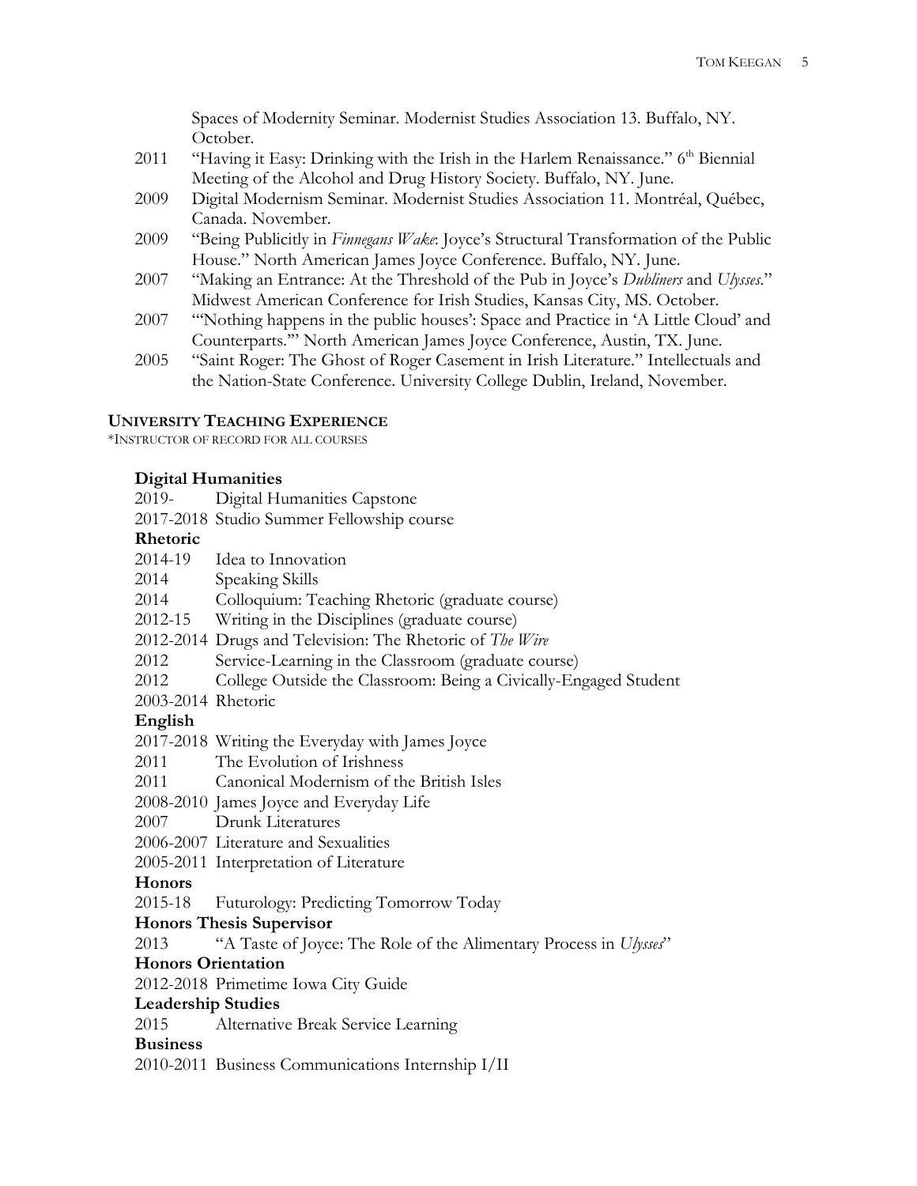Spaces of Modernity Seminar. Modernist Studies Association 13. Buffalo, NY. October.

2011 "Having it Easy: Drinking with the Irish in the Harlem Renaissance." 6th Biennial Meeting of the Alcohol and Drug History Society. Buffalo, NY. June.

2009 Digital Modernism Seminar. Modernist Studies Association 11. Montréal, Québec, Canada. November.

2009 "Being Publicitly in *Finnegans Wake*: Joyce's Structural Transformation of the Public House." North American James Joyce Conference. Buffalo, NY. June.

2007 "Making an Entrance: At the Threshold of the Pub in Joyce's *Dubliners* and *Ulysses*." Midwest American Conference for Irish Studies, Kansas City, MS. October.

2007 "'Nothing happens in the public houses': Space and Practice in 'A Little Cloud' and Counterparts.'" North American James Joyce Conference, Austin, TX. June.

2005 "Saint Roger: The Ghost of Roger Casement in Irish Literature." Intellectuals and the Nation-State Conference. University College Dublin, Ireland, November.

## University Teaching Experience

*Instructor of record for all courses

### Digital Humanities

2019- Digital Humanities Capstone

2017-2018 Studio Summer Fellowship course

### Rhetoric

2014-19 Idea to Innovation

2014 Speaking Skills

2014 Colloquium: Teaching Rhetoric (graduate course)

2012-15 Writing in the Disciplines (graduate course)

2012-2014 Drugs and Television: The Rhetoric of *The Wire*

2012 Service-Learning in the Classroom (graduate course)

2012 College Outside the Classroom: Being a Civically-Engaged Student

2003-2014 Rhetoric

### English

2017-2018 Writing the Everyday with James Joyce

2011 The Evolution of Irishness

2011 Canonical Modernism of the British Isles

2008-2010 James Joyce and Everyday Life

2007 Drunk Literatures

2006-2007 Literature and Sexualities

2005-2011 Interpretation of Literature

### Honors

2015-18 Futurology: Predicting Tomorrow Today

### Honors Thesis Supervisor

2013 "A Taste of Joyce: The Role of the Alimentary Process in *Ulysses*"

### Honors Orientation

2012-2018 Primetime Iowa City Guide

### Leadership Studies

2015 Alternative Break Service Learning

### Business

2010-2011 Business Communications Internship I/II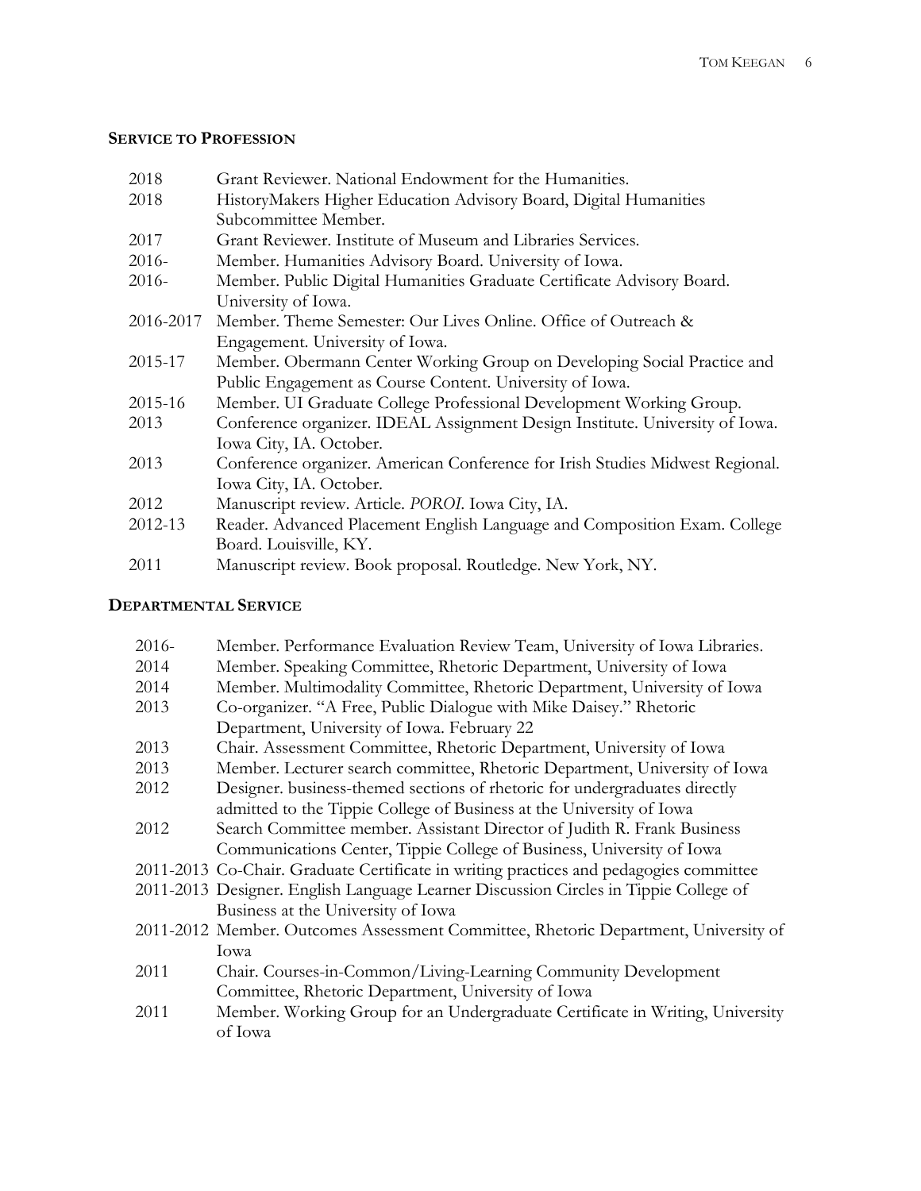## SERVICE TO PROFESSION

| | |
|---|---|
| 2018 | Grant Reviewer. National Endowment for the Humanities. |
| 2018 | HistoryMakers Higher Education Advisory Board, Digital Humanities Subcommittee Member. |
| 2017 | Grant Reviewer. Institute of Museum and Libraries Services. |
| 2016- | Member. Humanities Advisory Board. University of Iowa. |
| 2016- | Member. Public Digital Humanities Graduate Certificate Advisory Board. University of Iowa. |
| 2016-2017 | Member. Theme Semester: Our Lives Online. Office of Outreach & Engagement. University of Iowa. |
| 2015-17 | Member. Obermann Center Working Group on Developing Social Practice and Public Engagement as Course Content. University of Iowa. |
| 2015-16 | Member. UI Graduate College Professional Development Working Group. |
| 2013 | Conference organizer. IDEAL Assignment Design Institute. University of Iowa. Iowa City, IA. October. |
| 2013 | Conference organizer. American Conference for Irish Studies Midwest Regional. Iowa City, IA. October. |
| 2012 | Manuscript review. Article. *POROI*. Iowa City, IA. |
| 2012-13 | Reader. Advanced Placement English Language and Composition Exam. College Board. Louisville, KY. |
| 2011 | Manuscript review. Book proposal. Routledge. New York, NY. |

## DEPARTMENTAL SERVICE

| | |
|---|---|
| 2016- | Member. Performance Evaluation Review Team, University of Iowa Libraries. |
| 2014 | Member. Speaking Committee, Rhetoric Department, University of Iowa |
| 2014 | Member. Multimodality Committee, Rhetoric Department, University of Iowa |
| 2013 | Co-organizer. "A Free, Public Dialogue with Mike Daisey." Rhetoric Department, University of Iowa. February 22 |
| 2013 | Chair. Assessment Committee, Rhetoric Department, University of Iowa |
| 2013 | Member. Lecturer search committee, Rhetoric Department, University of Iowa |
| 2012 | Designer. business-themed sections of rhetoric for undergraduates directly admitted to the Tippie College of Business at the University of Iowa |
| 2012 | Search Committee member. Assistant Director of Judith R. Frank Business Communications Center, Tippie College of Business, University of Iowa |
| 2011-2013 | Co-Chair. Graduate Certificate in writing practices and pedagogies committee |
| 2011-2013 | Designer. English Language Learner Discussion Circles in Tippie College of Business at the University of Iowa |
| 2011-2012 | Member. Outcomes Assessment Committee, Rhetoric Department, University of Iowa |
| 2011 | Chair. Courses-in-Common/Living-Learning Community Development Committee, Rhetoric Department, University of Iowa |
| 2011 | Member. Working Group for an Undergraduate Certificate in Writing, University of Iowa |